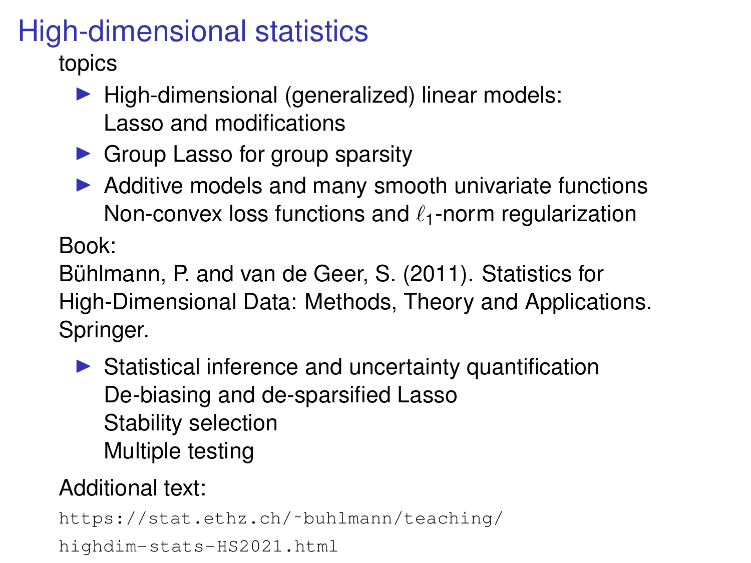# High-dimensional statistics

topics

- High-dimensional (generalized) linear models:
  Lasso and modifications
- Group Lasso for group sparsity
- Additive models and many smooth univariate functions
  Non-convex loss functions and $\ell_1$-norm regularization

Book:
Bühlmann, P. and van de Geer, S. (2011). Statistics for High-Dimensional Data: Methods, Theory and Applications. Springer.

- Statistical inference and uncertainty quantification
  De-biasing and de-sparsified Lasso
  Stability selection
  Multiple testing

Additional text:

`https://stat.ethz.ch/~buhlmann/teaching/highdim-stats-HS2021.html`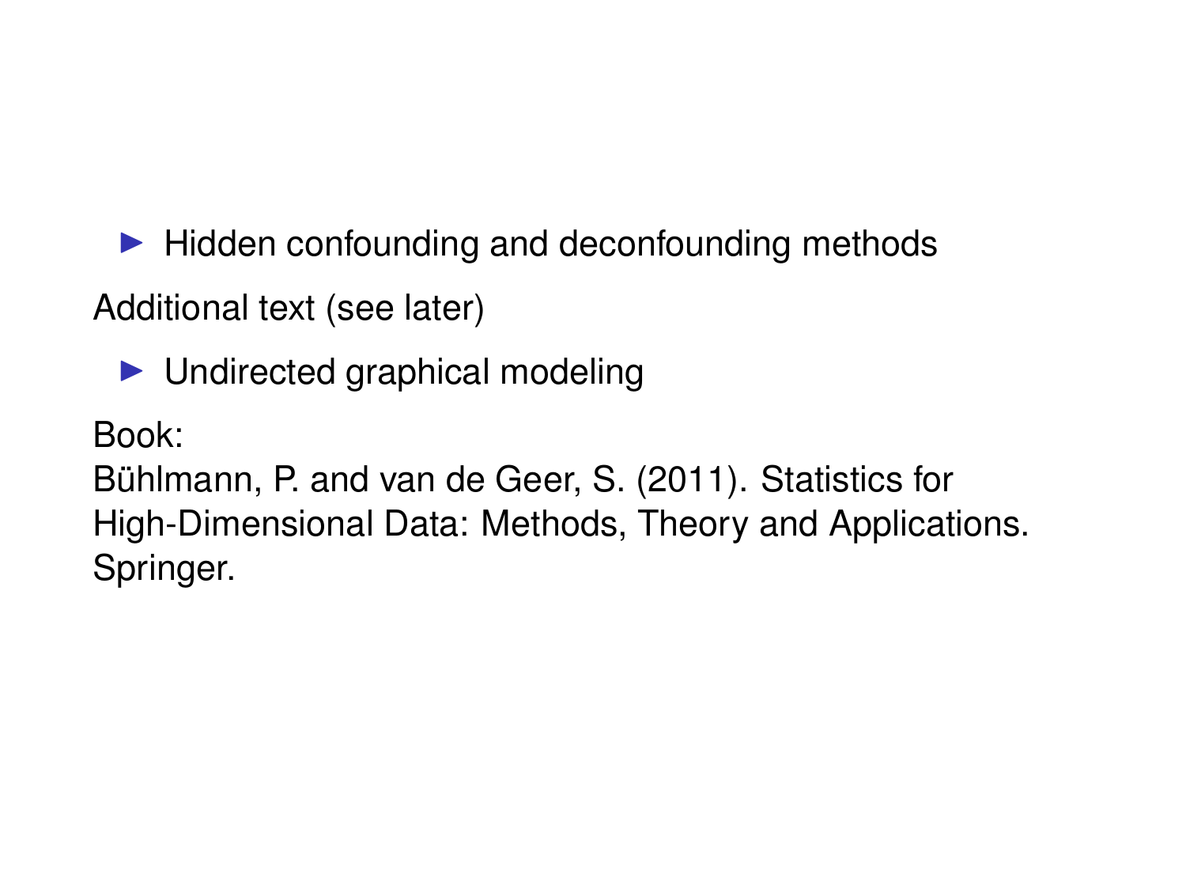- Hidden confounding and deconfounding methods

Additional text (see later)

- Undirected graphical modeling

Book:
Bühlmann, P. and van de Geer, S. (2011). Statistics for High-Dimensional Data: Methods, Theory and Applications. Springer.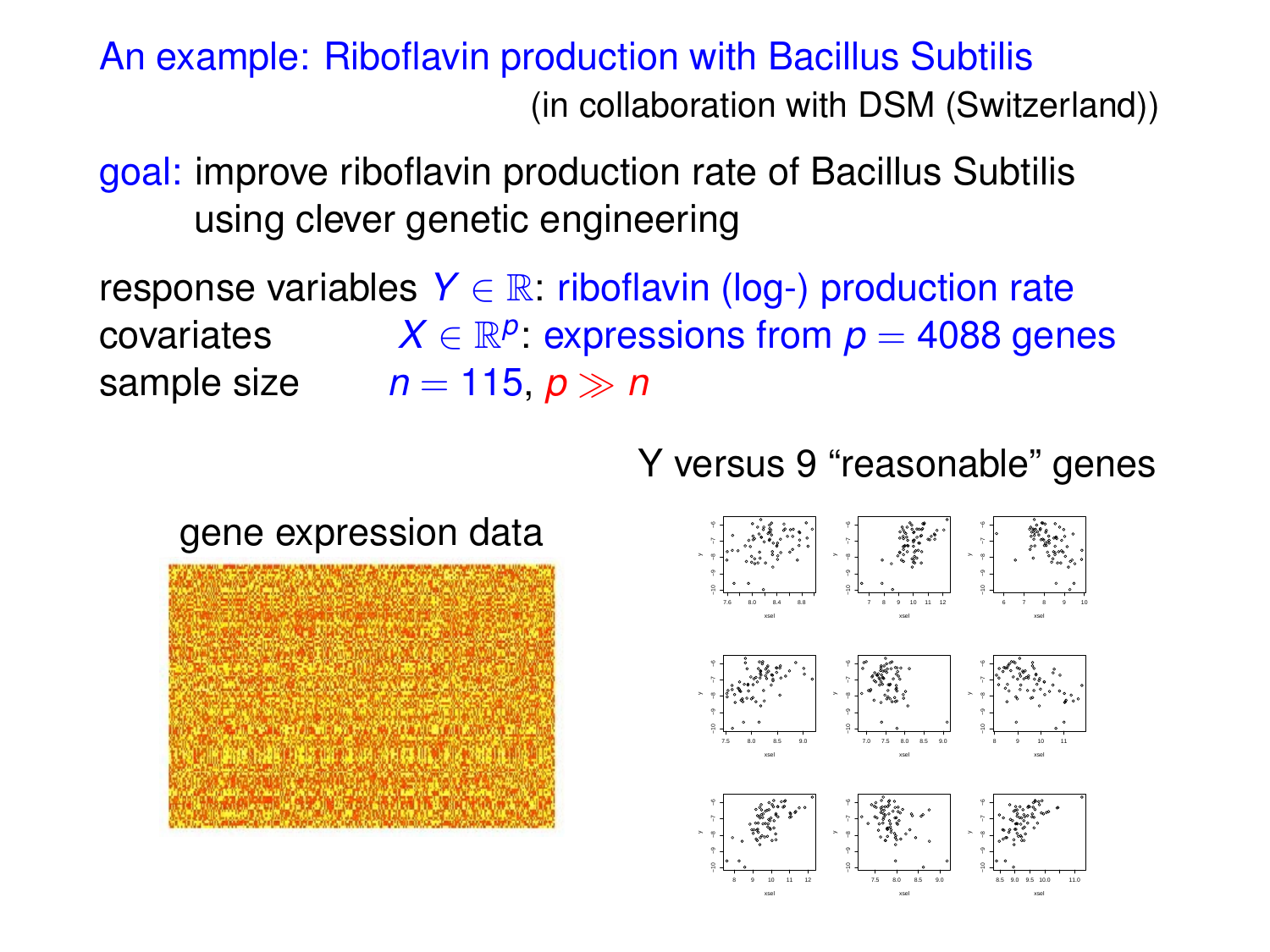# An example: Riboflavin production with Bacillus Subtilis

(in collaboration with DSM (Switzerland))

goal: improve riboflavin production rate of Bacillus Subtilis using clever genetic engineering

response variables $Y \in \mathbb{R}$: riboflavin (log-) production rate
covariates $X \in \mathbb{R}^p$: expressions from $p = 4088$ genes
sample size $n = 115$, $p \gg n$

Y versus 9 “reasonable” genes

gene expression data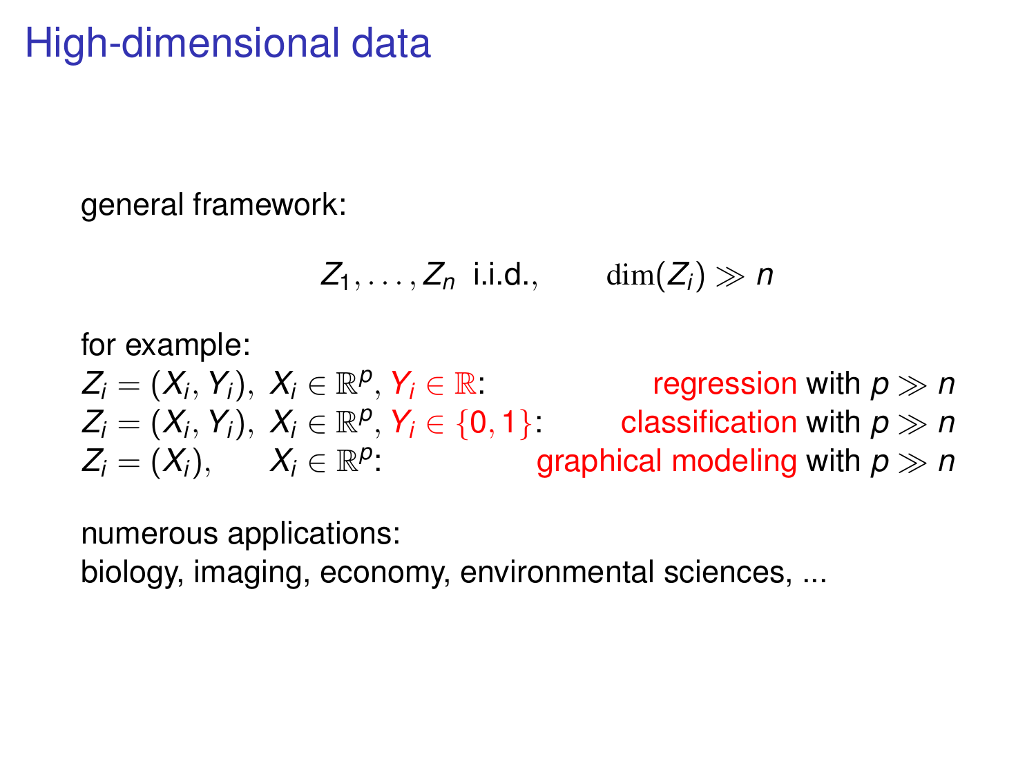# High-dimensional data

general framework:

$$Z_1, \ldots, Z_n \text{ i.i.d.}, \qquad \dim(Z_i) \gg n$$

for example:

$Z_i = (X_i, Y_i)$, $X_i \in \mathbb{R}^p$, $Y_i \in \mathbb{R}$: regression with $p \gg n$

$Z_i = (X_i, Y_i)$, $X_i \in \mathbb{R}^p$, $Y_i \in \{0, 1\}$: classification with $p \gg n$

$Z_i = (X_i)$, $X_i \in \mathbb{R}^p$: graphical modeling with $p \gg n$

numerous applications:
biology, imaging, economy, environmental sciences, ...